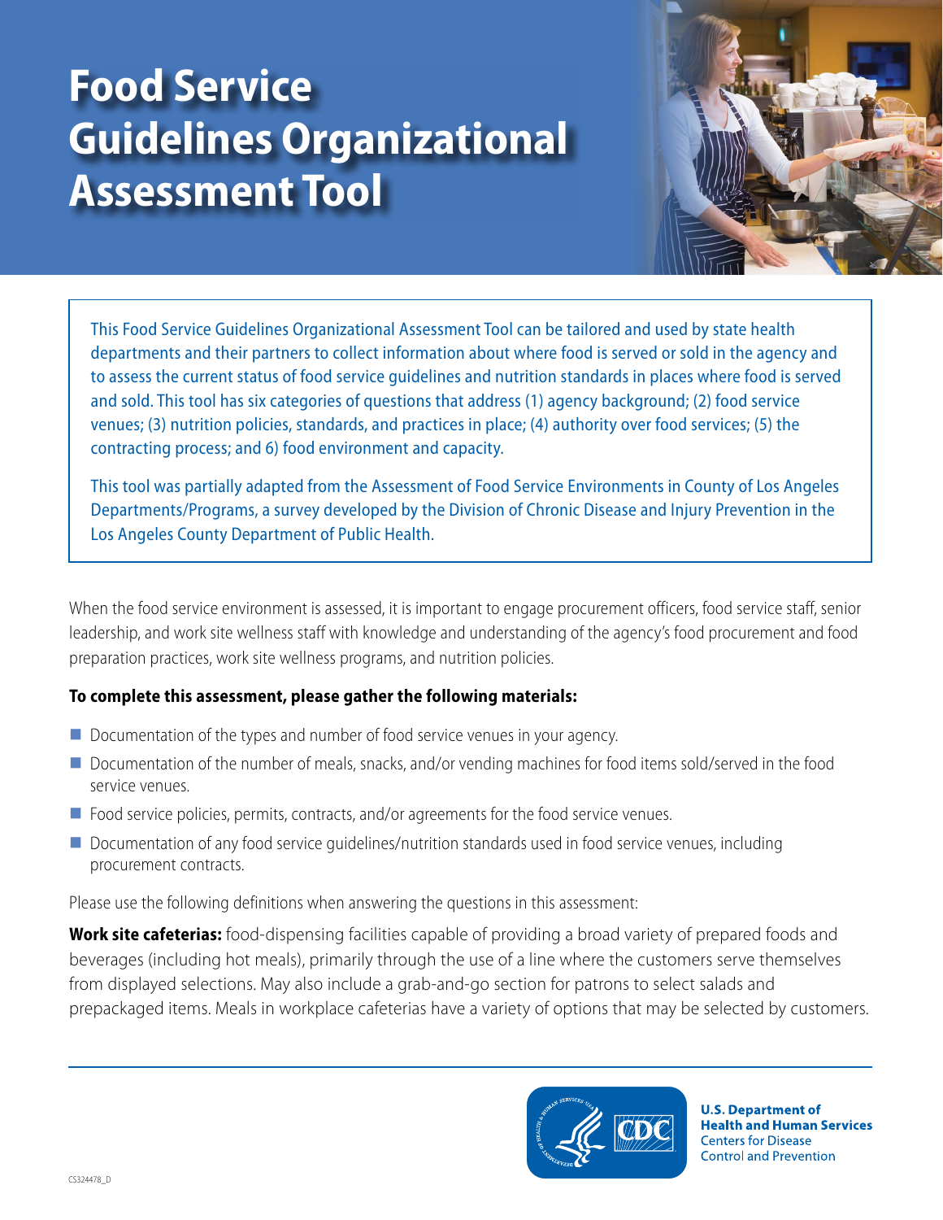# Food Service Guidelines Organizational Assessment Tool

This Food Service Guidelines Organizational Assessment Tool can be tailored and used by state health departments and their partners to collect information about where food is served or sold in the agency and to assess the current status of food service guidelines and nutrition standards in places where food is served and sold. This tool has six categories of questions that address (1) agency background; (2) food service venues; (3) nutrition policies, standards, and practices in place; (4) authority over food services; (5) the contracting process; and 6) food environment and capacity.

This tool was partially adapted from the Assessment of Food Service Environments in County of Los Angeles Departments/Programs, a survey developed by the Division of Chronic Disease and Injury Prevention in the Los Angeles County Department of Public Health.

When the food service environment is assessed, it is important to engage procurement officers, food service staff, senior leadership, and work site wellness staff with knowledge and understanding of the agency's food procurement and food preparation practices, work site wellness programs, and nutrition policies.

**To complete this assessment, please gather the following materials:**

- Documentation of the types and number of food service venues in your agency.
- Documentation of the number of meals, snacks, and/or vending machines for food items sold/served in the food service venues.
- Food service policies, permits, contracts, and/or agreements for the food service venues.
- Documentation of any food service guidelines/nutrition standards used in food service venues, including procurement contracts.

Please use the following definitions when answering the questions in this assessment:

**Work site cafeterias:** food-dispensing facilities capable of providing a broad variety of prepared foods and beverages (including hot meals), primarily through the use of a line where the customers serve themselves from displayed selections. May also include a grab-and-go section for patrons to select salads and prepackaged items. Meals in workplace cafeterias have a variety of options that may be selected by customers.

U.S. Department of Health and Human Services
Centers for Disease Control and Prevention

CS324478_D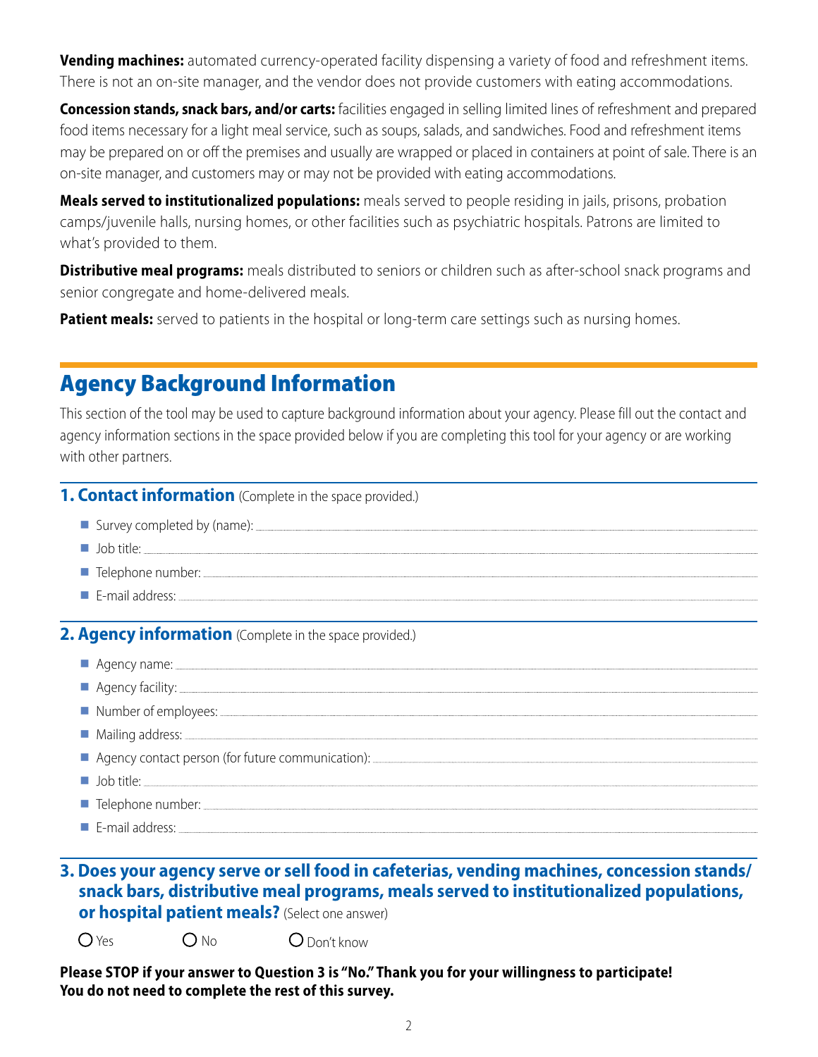**Vending machines:** automated currency-operated facility dispensing a variety of food and refreshment items. There is not an on-site manager, and the vendor does not provide customers with eating accommodations.

**Concession stands, snack bars, and/or carts:** facilities engaged in selling limited lines of refreshment and prepared food items necessary for a light meal service, such as soups, salads, and sandwiches. Food and refreshment items may be prepared on or off the premises and usually are wrapped or placed in containers at point of sale. There is an on-site manager, and customers may or may not be provided with eating accommodations.

**Meals served to institutionalized populations:** meals served to people residing in jails, prisons, probation camps/juvenile halls, nursing homes, or other facilities such as psychiatric hospitals. Patrons are limited to what's provided to them.

**Distributive meal programs:** meals distributed to seniors or children such as after-school snack programs and senior congregate and home-delivered meals.

**Patient meals:** served to patients in the hospital or long-term care settings such as nursing homes.

# Agency Background Information

This section of the tool may be used to capture background information about your agency. Please fill out the contact and agency information sections in the space provided below if you are completing this tool for your agency or are working with other partners.

## 1. Contact information (Complete in the space provided.)

- Survey completed by (name): ..............................
- Job title: ..............................
- Telephone number: ..............................
- E-mail address: ..............................

## 2. Agency information (Complete in the space provided.)

- Agency name: ..............................
- Agency facility: ..............................
- Number of employees: ..............................
- Mailing address: ..............................
- Agency contact person (for future communication): ..............................
- Job title: ..............................
- Telephone number: ..............................
- E-mail address: ..............................

## 3. Does your agency serve or sell food in cafeterias, vending machines, concession stands/snack bars, distributive meal programs, meals served to institutionalized populations, or hospital patient meals? (Select one answer)

○ Yes ○ No ○ Don't know

**Please STOP if your answer to Question 3 is "No." Thank you for your willingness to participate! You do not need to complete the rest of this survey.**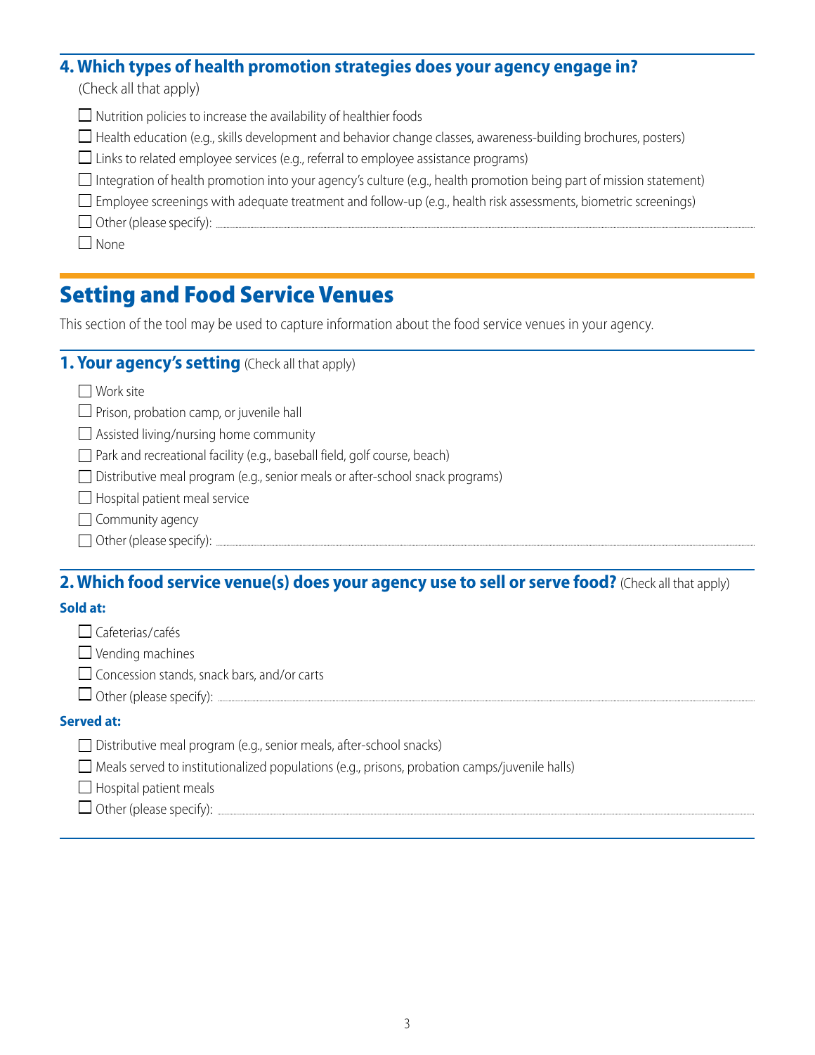### 4. Which types of health promotion strategies does your agency engage in?

(Check all that apply)

- ☐ Nutrition policies to increase the availability of healthier foods
- ☐ Health education (e.g., skills development and behavior change classes, awareness-building brochures, posters)
- ☐ Links to related employee services (e.g., referral to employee assistance programs)
- ☐ Integration of health promotion into your agency's culture (e.g., health promotion being part of mission statement)
- ☐ Employee screenings with adequate treatment and follow-up (e.g., health risk assessments, biometric screenings)
- ☐ Other (please specify): ____________________
- ☐ None

## Setting and Food Service Venues

This section of the tool may be used to capture information about the food service venues in your agency.

### 1. Your agency's setting (Check all that apply)

- ☐ Work site
- ☐ Prison, probation camp, or juvenile hall
- ☐ Assisted living/nursing home community
- ☐ Park and recreational facility (e.g., baseball field, golf course, beach)
- ☐ Distributive meal program (e.g., senior meals or after-school snack programs)
- ☐ Hospital patient meal service
- ☐ Community agency
- ☐ Other (please specify): ____________________

### 2. Which food service venue(s) does your agency use to sell or serve food? (Check all that apply)

**Sold at:**

- ☐ Cafeterias/cafés
- ☐ Vending machines
- ☐ Concession stands, snack bars, and/or carts
- ☐ Other (please specify): ____________________

**Served at:**

- ☐ Distributive meal program (e.g., senior meals, after-school snacks)
- ☐ Meals served to institutionalized populations (e.g., prisons, probation camps/juvenile halls)
- ☐ Hospital patient meals
- ☐ Other (please specify): ____________________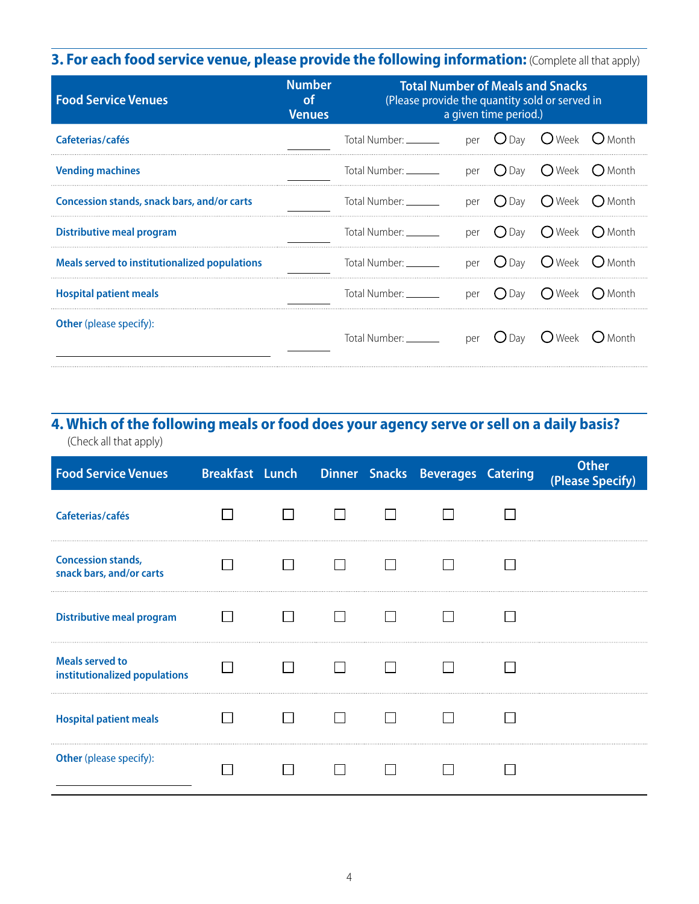## 3. For each food service venue, please provide the following information: (Complete all that apply)

| Food Service Venues | Number of Venues | Total Number of Meals and Snacks (Please provide the quantity sold or served in a given time period.) |
|---|---|---|
| Cafeterias/cafés | ______ | Total Number: ______ per ○ Day ○ Week ○ Month |
| Vending machines | ______ | Total Number: ______ per ○ Day ○ Week ○ Month |
| Concession stands, snack bars, and/or carts | ______ | Total Number: ______ per ○ Day ○ Week ○ Month |
| Distributive meal program | ______ | Total Number: ______ per ○ Day ○ Week ○ Month |
| Meals served to institutionalized populations | ______ | Total Number: ______ per ○ Day ○ Week ○ Month |
| Hospital patient meals | ______ | Total Number: ______ per ○ Day ○ Week ○ Month |
| Other (please specify): ______________________ | ______ | Total Number: ______ per ○ Day ○ Week ○ Month |

## 4. Which of the following meals or food does your agency serve or sell on a daily basis?

(Check all that apply)

| Food Service Venues | Breakfast | Lunch | Dinner | Snacks | Beverages | Catering | Other (Please Specify) |
|---|---|---|---|---|---|---|---|
| Cafeterias/cafés | ☐ | ☐ | ☐ | ☐ | ☐ | ☐ | |
| Concession stands, snack bars, and/or carts | ☐ | ☐ | ☐ | ☐ | ☐ | ☐ | |
| Distributive meal program | ☐ | ☐ | ☐ | ☐ | ☐ | ☐ | |
| Meals served to institutionalized populations | ☐ | ☐ | ☐ | ☐ | ☐ | ☐ | |
| Hospital patient meals | ☐ | ☐ | ☐ | ☐ | ☐ | ☐ | |
| Other (please specify): ______________ | ☐ | ☐ | ☐ | ☐ | ☐ | ☐ | |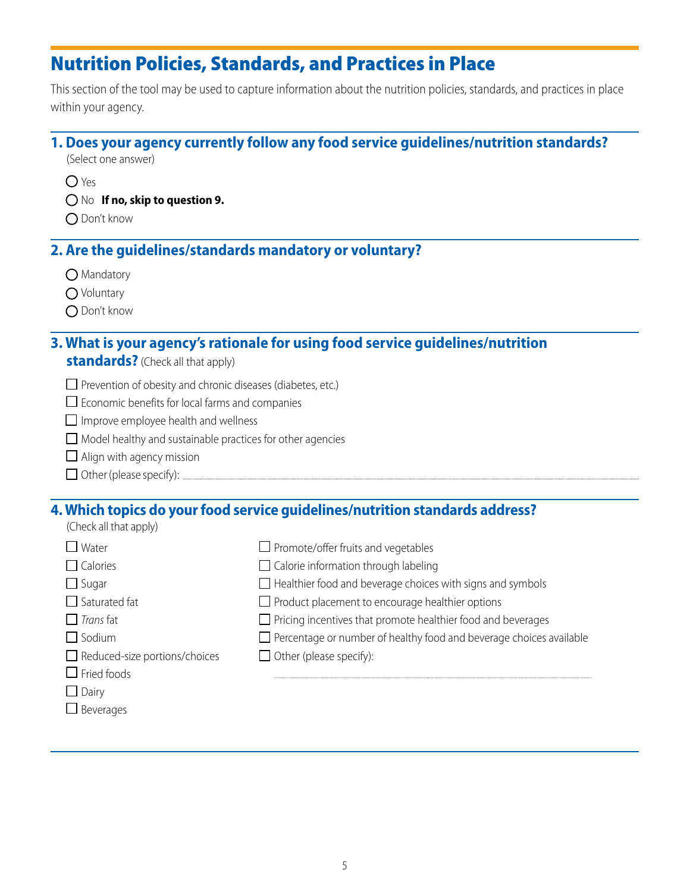## Nutrition Policies, Standards, and Practices in Place

This section of the tool may be used to capture information about the nutrition policies, standards, and practices in place within your agency.

### 1. Does your agency currently follow any food service guidelines/nutrition standards?

(Select one answer)

- ◯ Yes
- ◯ No **If no, skip to question 9.**
- ◯ Don't know

### 2. Are the guidelines/standards mandatory or voluntary?

- ◯ Mandatory
- ◯ Voluntary
- ◯ Don't know

### 3. What is your agency's rationale for using food service guidelines/nutrition standards? (Check all that apply)

- ☐ Prevention of obesity and chronic diseases (diabetes, etc.)
- ☐ Economic benefits for local farms and companies
- ☐ Improve employee health and wellness
- ☐ Model healthy and sustainable practices for other agencies
- ☐ Align with agency mission
- ☐ Other (please specify): ______________________________

### 4. Which topics do your food service guidelines/nutrition standards address?

(Check all that apply)

- ☐ Water
- ☐ Calories
- ☐ Sugar
- ☐ Saturated fat
- ☐ *Trans* fat
- ☐ Sodium
- ☐ Reduced-size portions/choices
- ☐ Fried foods
- ☐ Dairy
- ☐ Beverages
- ☐ Promote/offer fruits and vegetables
- ☐ Calorie information through labeling
- ☐ Healthier food and beverage choices with signs and symbols
- ☐ Product placement to encourage healthier options
- ☐ Pricing incentives that promote healthier food and beverages
- ☐ Percentage or number of healthy food and beverage choices available
- ☐ Other (please specify): ______________________________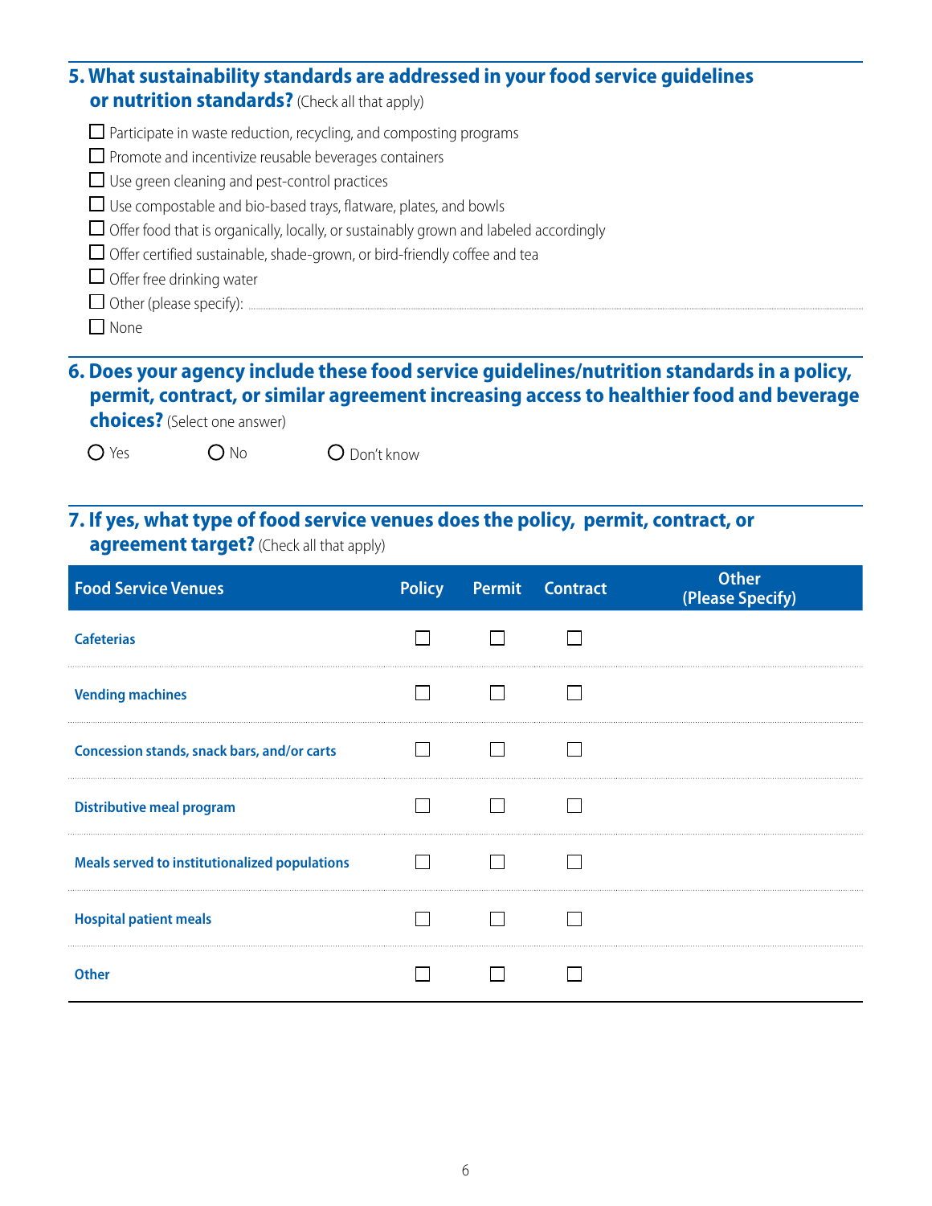### 5. What sustainability standards are addressed in your food service guidelines or nutrition standards? (Check all that apply)

- ☐ Participate in waste reduction, recycling, and composting programs
- ☐ Promote and incentivize reusable beverages containers
- ☐ Use green cleaning and pest-control practices
- ☐ Use compostable and bio-based trays, flatware, plates, and bowls
- ☐ Offer food that is organically, locally, or sustainably grown and labeled accordingly
- ☐ Offer certified sustainable, shade-grown, or bird-friendly coffee and tea
- ☐ Offer free drinking water
- ☐ Other (please specify): ..............................
- ☐ None

### 6. Does your agency include these food service guidelines/nutrition standards in a policy, permit, contract, or similar agreement increasing access to healthier food and beverage choices? (Select one answer)

○ Yes ○ No ○ Don't know

### 7. If yes, what type of food service venues does the policy, permit, contract, or agreement target? (Check all that apply)

| Food Service Venues | Policy | Permit | Contract | Other (Please Specify) |
|---|---|---|---|---|
| Cafeterias | ☐ | ☐ | ☐ | |
| Vending machines | ☐ | ☐ | ☐ | |
| Concession stands, snack bars, and/or carts | ☐ | ☐ | ☐ | |
| Distributive meal program | ☐ | ☐ | ☐ | |
| Meals served to institutionalized populations | ☐ | ☐ | ☐ | |
| Hospital patient meals | ☐ | ☐ | ☐ | |
| Other | ☐ | ☐ | ☐ | |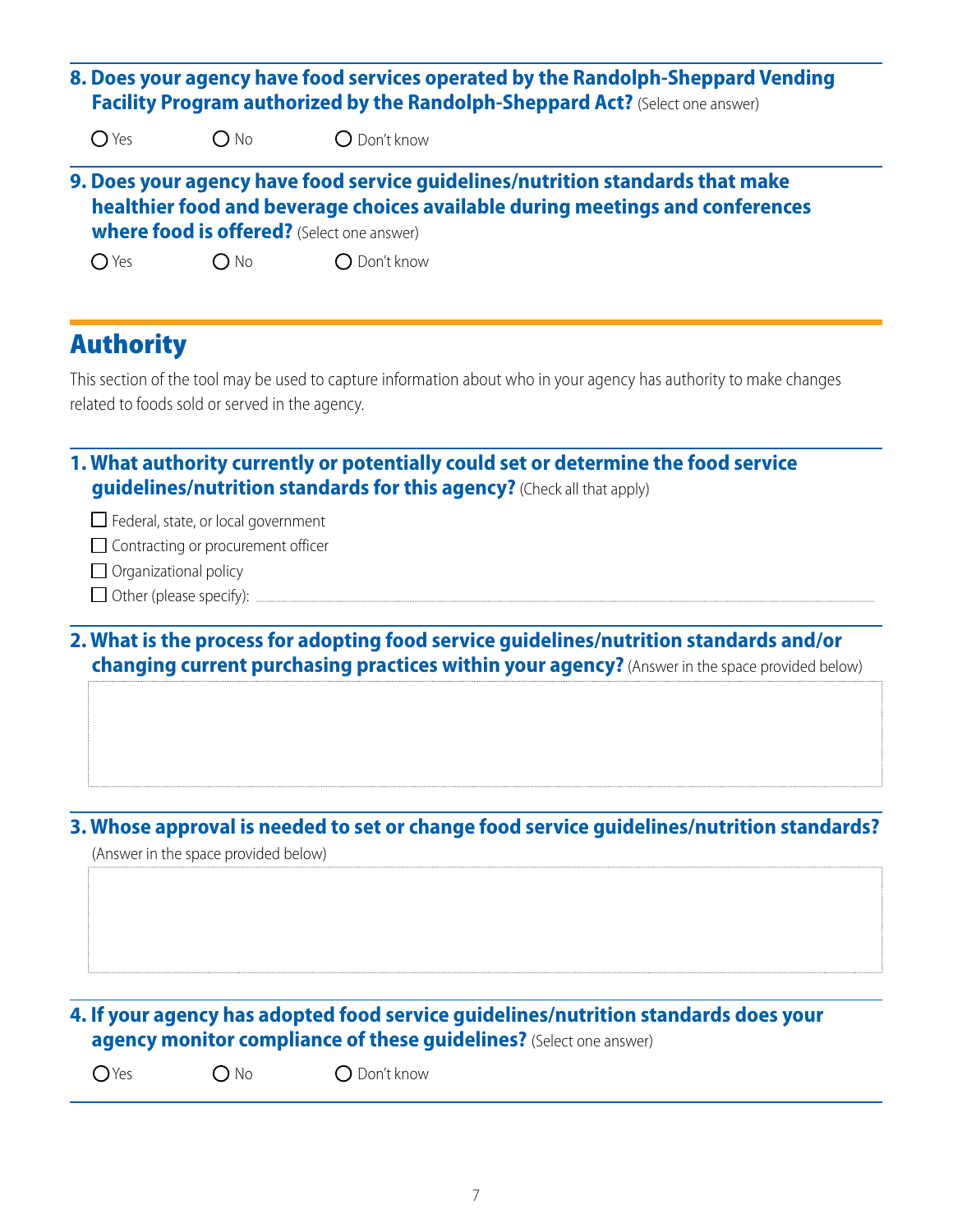**8. Does your agency have food services operated by the Randolph-Sheppard Vending Facility Program authorized by the Randolph-Sheppard Act?** (Select one answer)

○ Yes ○ No ○ Don't know

**9. Does your agency have food service guidelines/nutrition standards that make healthier food and beverage choices available during meetings and conferences where food is offered?** (Select one answer)

○ Yes ○ No ○ Don't know

## Authority

This section of the tool may be used to capture information about who in your agency has authority to make changes related to foods sold or served in the agency.

**1. What authority currently or potentially could set or determine the food service guidelines/nutrition standards for this agency?** (Check all that apply)

- ☐ Federal, state, or local government
- ☐ Contracting or procurement officer
- ☐ Organizational policy
- ☐ Other (please specify): ____________

**2. What is the process for adopting food service guidelines/nutrition standards and/or changing current purchasing practices within your agency?** (Answer in the space provided below)

**3. Whose approval is needed to set or change food service guidelines/nutrition standards?** (Answer in the space provided below)

**4. If your agency has adopted food service guidelines/nutrition standards does your agency monitor compliance of these guidelines?** (Select one answer)

○ Yes ○ No ○ Don't know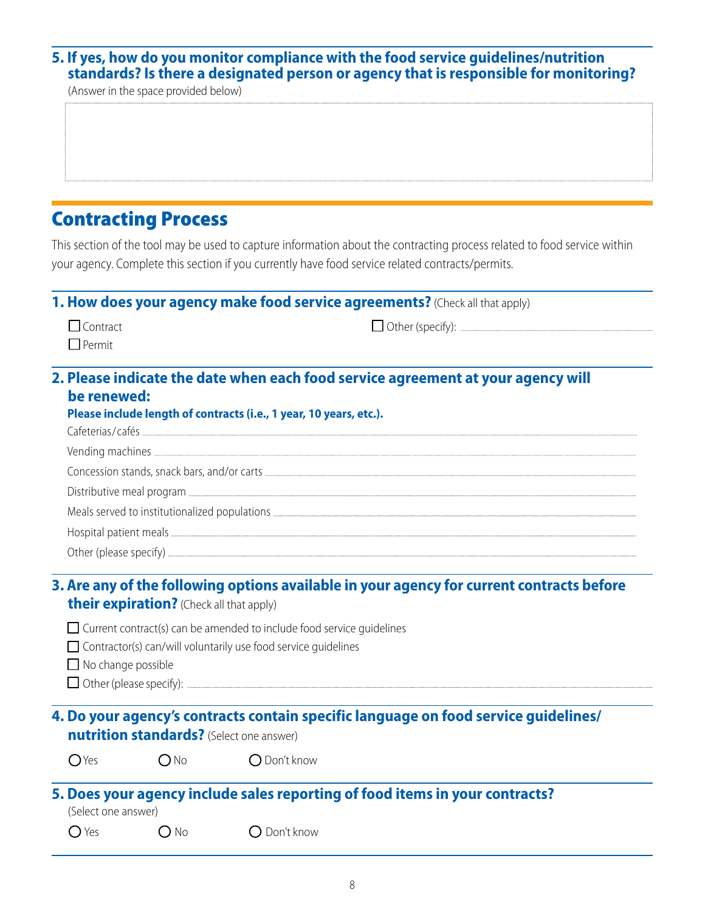**5. If yes, how do you monitor compliance with the food service guidelines/nutrition standards? Is there a designated person or agency that is responsible for monitoring?**

(Answer in the space provided below)

## Contracting Process

This section of the tool may be used to capture information about the contracting process related to food service within your agency. Complete this section if you currently have food service related contracts/permits.

**1. How does your agency make food service agreements?** (Check all that apply)

- ☐ Contract
- ☐ Permit
- ☐ Other (specify): ..............................

**2. Please indicate the date when each food service agreement at your agency will be renewed:**

**Please include length of contracts (i.e., 1 year, 10 years, etc.).**

Cafeterias/cafés ..............................

Vending machines ..............................

Concession stands, snack bars, and/or carts ..............................

Distributive meal program ..............................

Meals served to institutionalized populations ..............................

Hospital patient meals ..............................

Other (please specify) ..............................

**3. Are any of the following options available in your agency for current contracts before their expiration?** (Check all that apply)

- ☐ Current contract(s) can be amended to include food service guidelines
- ☐ Contractor(s) can/will voluntarily use food service guidelines
- ☐ No change possible
- ☐ Other (please specify): ..............................

**4. Do your agency's contracts contain specific language on food service guidelines/nutrition standards?** (Select one answer)

○ Yes ○ No ○ Don't know

**5. Does your agency include sales reporting of food items in your contracts?**

(Select one answer)

○ Yes ○ No ○ Don't know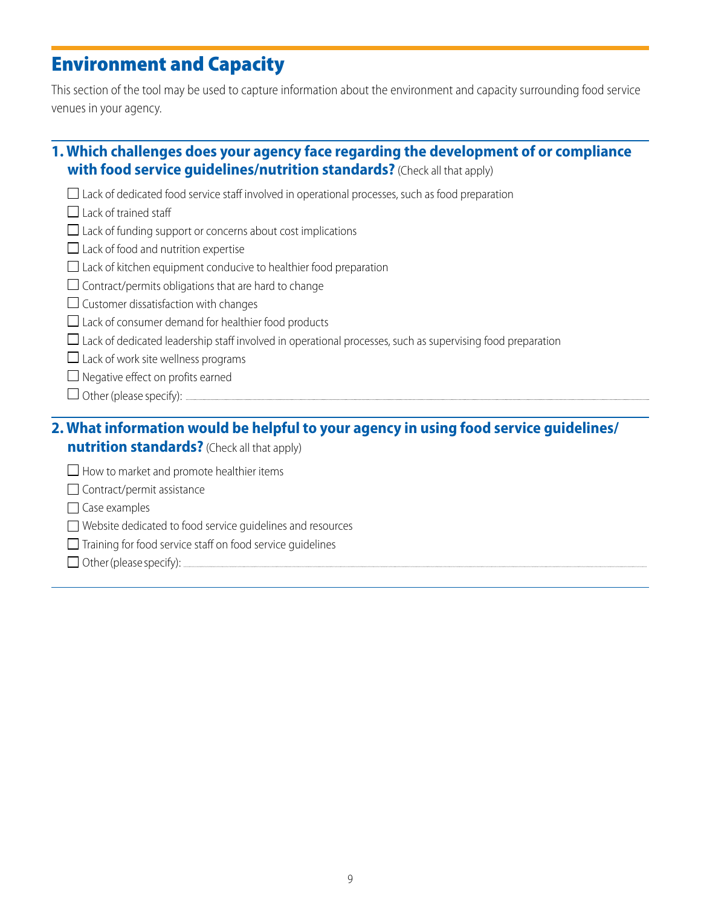## Environment and Capacity

This section of the tool may be used to capture information about the environment and capacity surrounding food service venues in your agency.

### 1. Which challenges does your agency face regarding the development of or compliance with food service guidelines/nutrition standards? (Check all that apply)

- ☐ Lack of dedicated food service staff involved in operational processes, such as food preparation
- ☐ Lack of trained staff
- ☐ Lack of funding support or concerns about cost implications
- ☐ Lack of food and nutrition expertise
- ☐ Lack of kitchen equipment conducive to healthier food preparation
- ☐ Contract/permits obligations that are hard to change
- ☐ Customer dissatisfaction with changes
- ☐ Lack of consumer demand for healthier food products
- ☐ Lack of dedicated leadership staff involved in operational processes, such as supervising food preparation
- ☐ Lack of work site wellness programs
- ☐ Negative effect on profits earned
- ☐ Other (please specify): ..............................

### 2. What information would be helpful to your agency in using food service guidelines/nutrition standards? (Check all that apply)

- ☐ How to market and promote healthier items
- ☐ Contract/permit assistance
- ☐ Case examples
- ☐ Website dedicated to food service guidelines and resources
- ☐ Training for food service staff on food service guidelines
- ☐ Other (please specify): ..............................